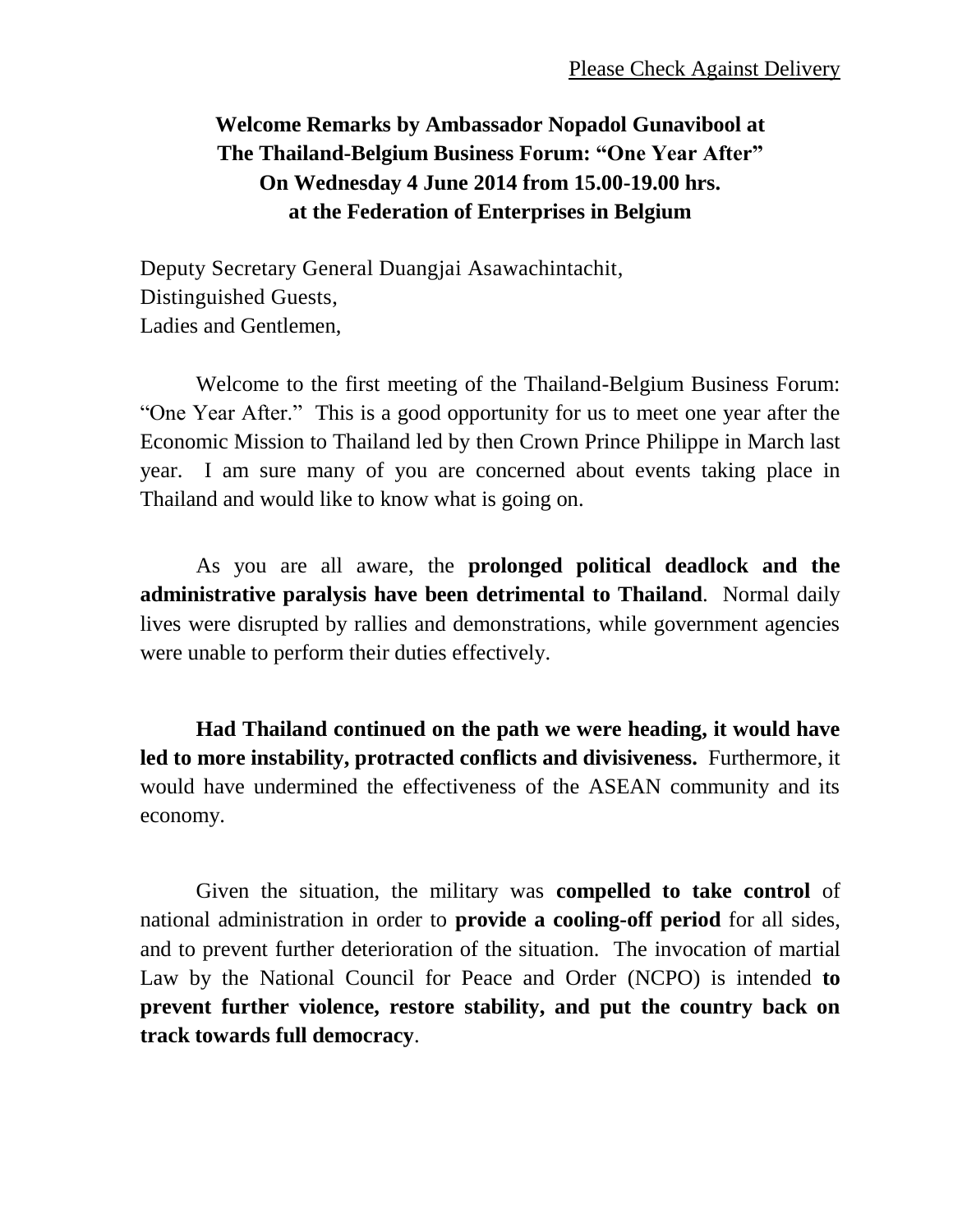Please Check Against Delivery

**Welcome Remarks by Ambassador Nopadol Gunavibool at The Thailand-Belgium Business Forum: "One Year After" On Wednesday 4 June 2014 from 15.00-19.00 hrs. at the Federation of Enterprises in Belgium**

Deputy Secretary General Duangjai Asawachintachit,
Distinguished Guests,
Ladies and Gentlemen,

Welcome to the first meeting of the Thailand-Belgium Business Forum: "One Year After." This is a good opportunity for us to meet one year after the Economic Mission to Thailand led by then Crown Prince Philippe in March last year. I am sure many of you are concerned about events taking place in Thailand and would like to know what is going on.

As you are all aware, the **prolonged political deadlock and the administrative paralysis have been detrimental to Thailand**. Normal daily lives were disrupted by rallies and demonstrations, while government agencies were unable to perform their duties effectively.

**Had Thailand continued on the path we were heading, it would have led to more instability, protracted conflicts and divisiveness.** Furthermore, it would have undermined the effectiveness of the ASEAN community and its economy.

Given the situation, the military was **compelled to take control** of national administration in order to **provide a cooling-off period** for all sides, and to prevent further deterioration of the situation. The invocation of martial Law by the National Council for Peace and Order (NCPO) is intended **to prevent further violence, restore stability, and put the country back on track towards full democracy**.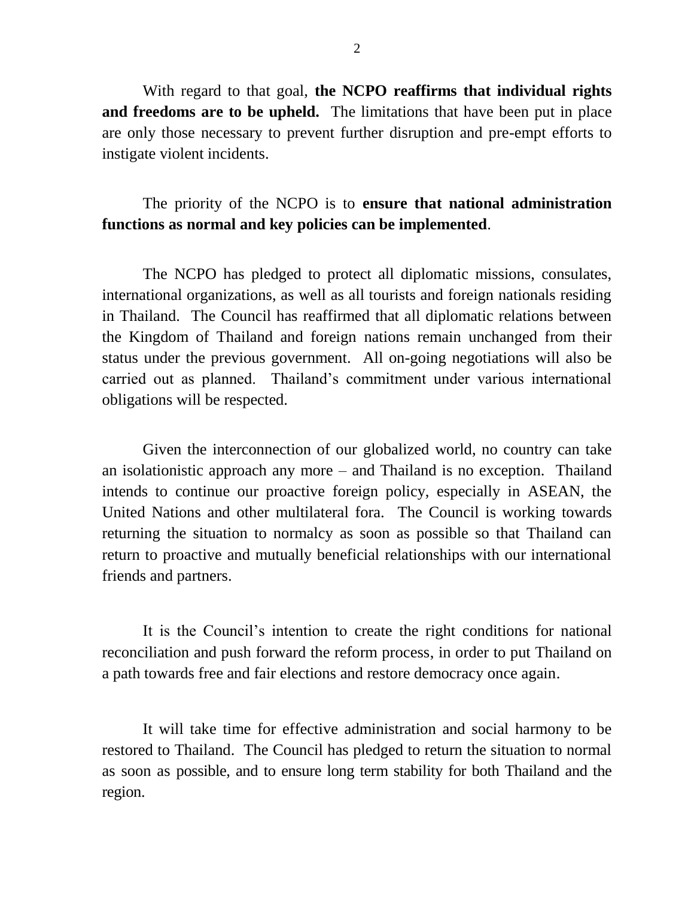With regard to that goal, **the NCPO reaffirms that individual rights and freedoms are to be upheld.** The limitations that have been put in place are only those necessary to prevent further disruption and pre-empt efforts to instigate violent incidents.

The priority of the NCPO is to **ensure that national administration functions as normal and key policies can be implemented**.

The NCPO has pledged to protect all diplomatic missions, consulates, international organizations, as well as all tourists and foreign nationals residing in Thailand. The Council has reaffirmed that all diplomatic relations between the Kingdom of Thailand and foreign nations remain unchanged from their status under the previous government. All on-going negotiations will also be carried out as planned. Thailand's commitment under various international obligations will be respected.

Given the interconnection of our globalized world, no country can take an isolationistic approach any more – and Thailand is no exception. Thailand intends to continue our proactive foreign policy, especially in ASEAN, the United Nations and other multilateral fora. The Council is working towards returning the situation to normalcy as soon as possible so that Thailand can return to proactive and mutually beneficial relationships with our international friends and partners.

It is the Council's intention to create the right conditions for national reconciliation and push forward the reform process, in order to put Thailand on a path towards free and fair elections and restore democracy once again.

It will take time for effective administration and social harmony to be restored to Thailand. The Council has pledged to return the situation to normal as soon as possible, and to ensure long term stability for both Thailand and the region.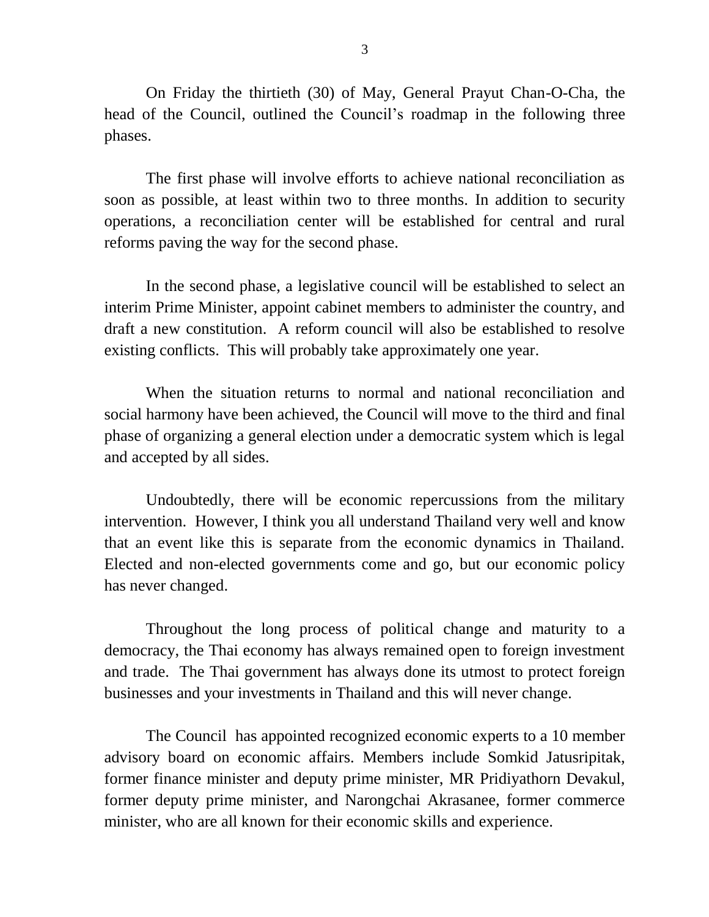On Friday the thirtieth (30) of May, General Prayut Chan-O-Cha, the head of the Council, outlined the Council's roadmap in the following three phases.

The first phase will involve efforts to achieve national reconciliation as soon as possible, at least within two to three months. In addition to security operations, a reconciliation center will be established for central and rural reforms paving the way for the second phase.

In the second phase, a legislative council will be established to select an interim Prime Minister, appoint cabinet members to administer the country, and draft a new constitution. A reform council will also be established to resolve existing conflicts. This will probably take approximately one year.

When the situation returns to normal and national reconciliation and social harmony have been achieved, the Council will move to the third and final phase of organizing a general election under a democratic system which is legal and accepted by all sides.

Undoubtedly, there will be economic repercussions from the military intervention. However, I think you all understand Thailand very well and know that an event like this is separate from the economic dynamics in Thailand. Elected and non-elected governments come and go, but our economic policy has never changed.

Throughout the long process of political change and maturity to a democracy, the Thai economy has always remained open to foreign investment and trade. The Thai government has always done its utmost to protect foreign businesses and your investments in Thailand and this will never change.

The Council has appointed recognized economic experts to a 10 member advisory board on economic affairs. Members include Somkid Jatusripitak, former finance minister and deputy prime minister, MR Pridiyathorn Devakul, former deputy prime minister, and Narongchai Akrasanee, former commerce minister, who are all known for their economic skills and experience.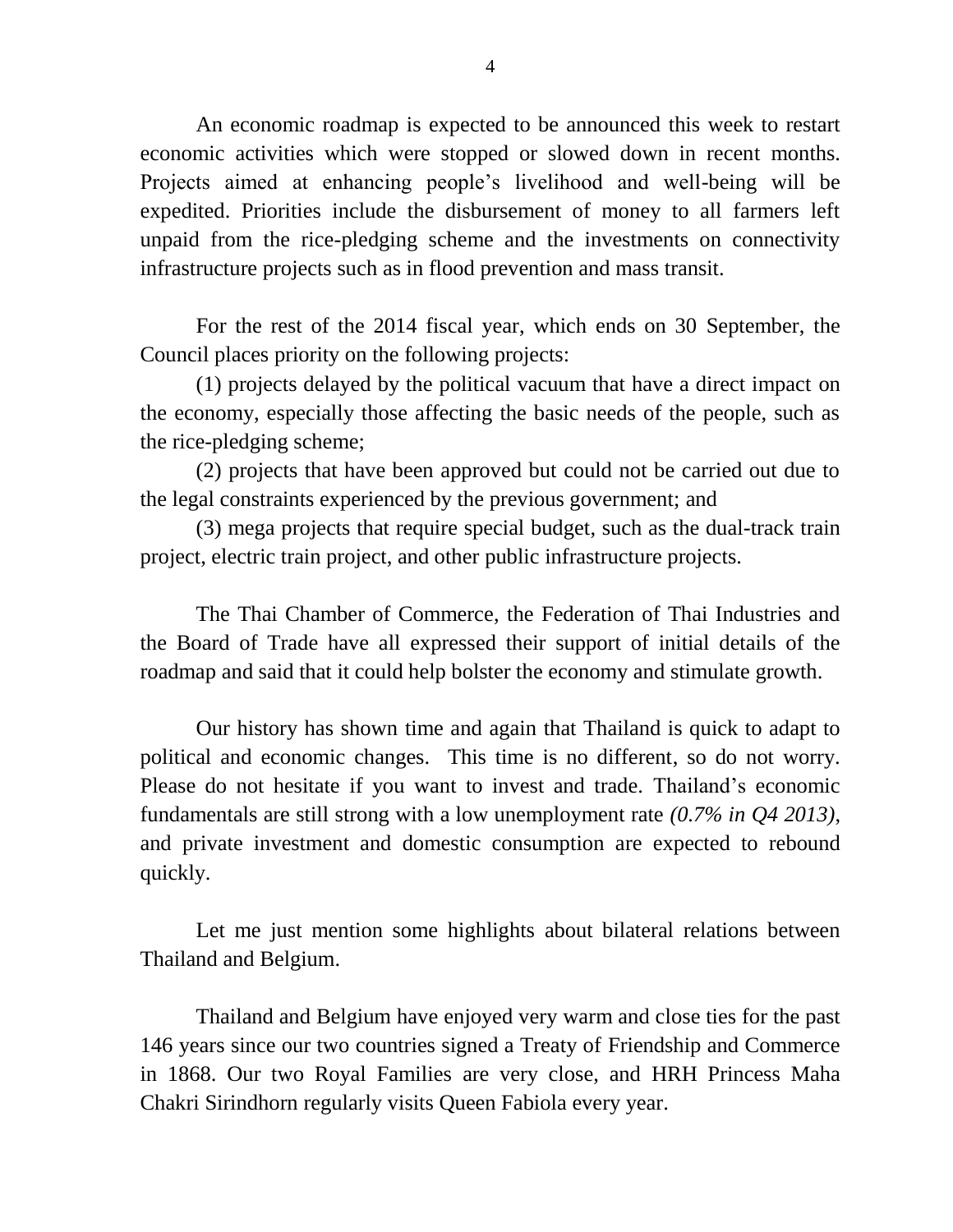An economic roadmap is expected to be announced this week to restart economic activities which were stopped or slowed down in recent months. Projects aimed at enhancing people's livelihood and well-being will be expedited. Priorities include the disbursement of money to all farmers left unpaid from the rice-pledging scheme and the investments on connectivity infrastructure projects such as in flood prevention and mass transit.

For the rest of the 2014 fiscal year, which ends on 30 September, the Council places priority on the following projects:

(1) projects delayed by the political vacuum that have a direct impact on the economy, especially those affecting the basic needs of the people, such as the rice-pledging scheme;

(2) projects that have been approved but could not be carried out due to the legal constraints experienced by the previous government; and

(3) mega projects that require special budget, such as the dual-track train project, electric train project, and other public infrastructure projects.

The Thai Chamber of Commerce, the Federation of Thai Industries and the Board of Trade have all expressed their support of initial details of the roadmap and said that it could help bolster the economy and stimulate growth.

Our history has shown time and again that Thailand is quick to adapt to political and economic changes. This time is no different, so do not worry. Please do not hesitate if you want to invest and trade. Thailand's economic fundamentals are still strong with a low unemployment rate *(0.7% in Q4 2013)*, and private investment and domestic consumption are expected to rebound quickly.

Let me just mention some highlights about bilateral relations between Thailand and Belgium.

Thailand and Belgium have enjoyed very warm and close ties for the past 146 years since our two countries signed a Treaty of Friendship and Commerce in 1868. Our two Royal Families are very close, and HRH Princess Maha Chakri Sirindhorn regularly visits Queen Fabiola every year.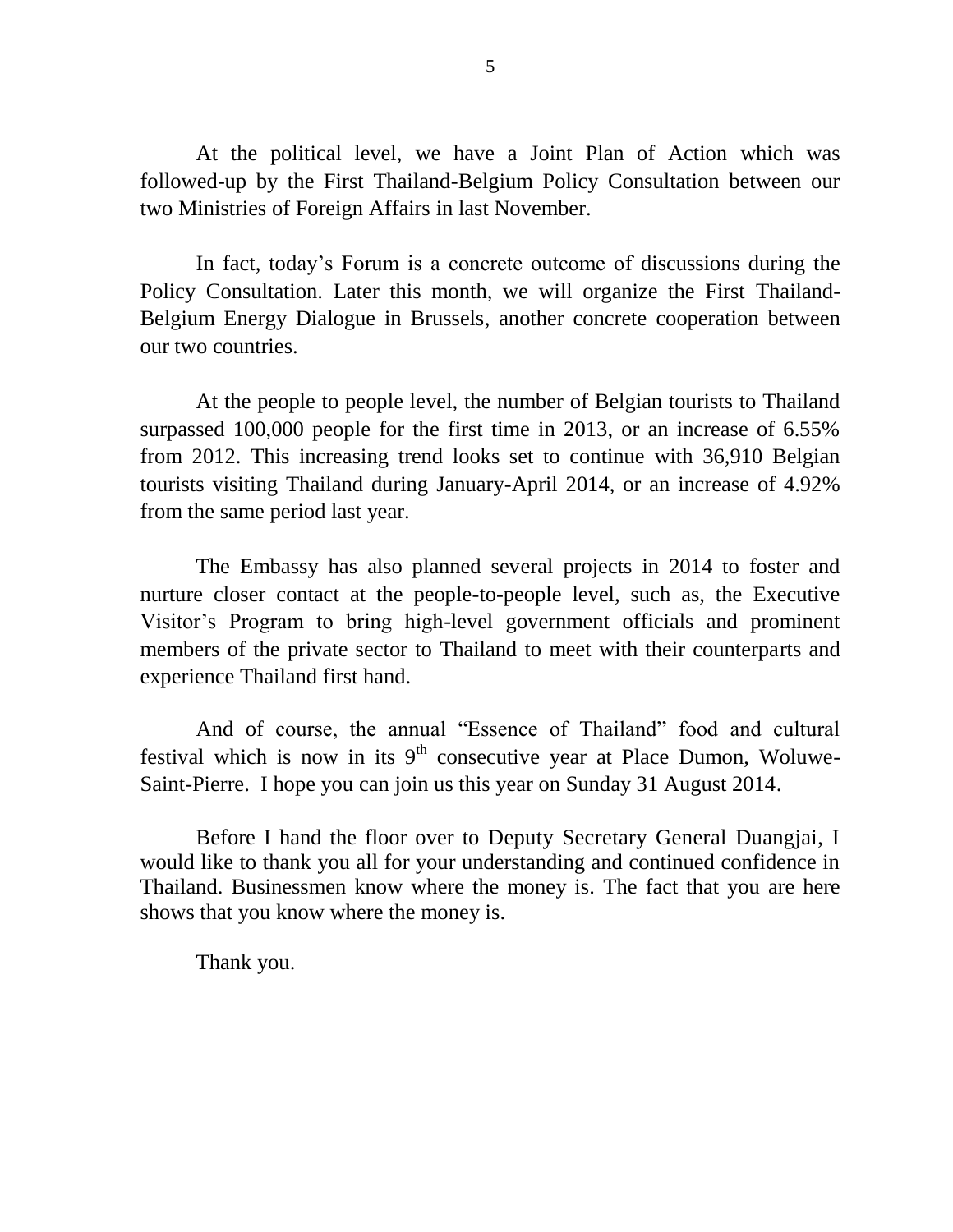At the political level, we have a Joint Plan of Action which was followed-up by the First Thailand-Belgium Policy Consultation between our two Ministries of Foreign Affairs in last November.

In fact, today's Forum is a concrete outcome of discussions during the Policy Consultation. Later this month, we will organize the First Thailand-Belgium Energy Dialogue in Brussels, another concrete cooperation between our two countries.

At the people to people level, the number of Belgian tourists to Thailand surpassed 100,000 people for the first time in 2013, or an increase of 6.55% from 2012. This increasing trend looks set to continue with 36,910 Belgian tourists visiting Thailand during January-April 2014, or an increase of 4.92% from the same period last year.

The Embassy has also planned several projects in 2014 to foster and nurture closer contact at the people-to-people level, such as, the Executive Visitor's Program to bring high-level government officials and prominent members of the private sector to Thailand to meet with their counterparts and experience Thailand first hand.

And of course, the annual "Essence of Thailand" food and cultural festival which is now in its 9th consecutive year at Place Dumon, Woluwe-Saint-Pierre. I hope you can join us this year on Sunday 31 August 2014.

Before I hand the floor over to Deputy Secretary General Duangjai, I would like to thank you all for your understanding and continued confidence in Thailand. Businessmen know where the money is. The fact that you are here shows that you know where the money is.

Thank you.

---